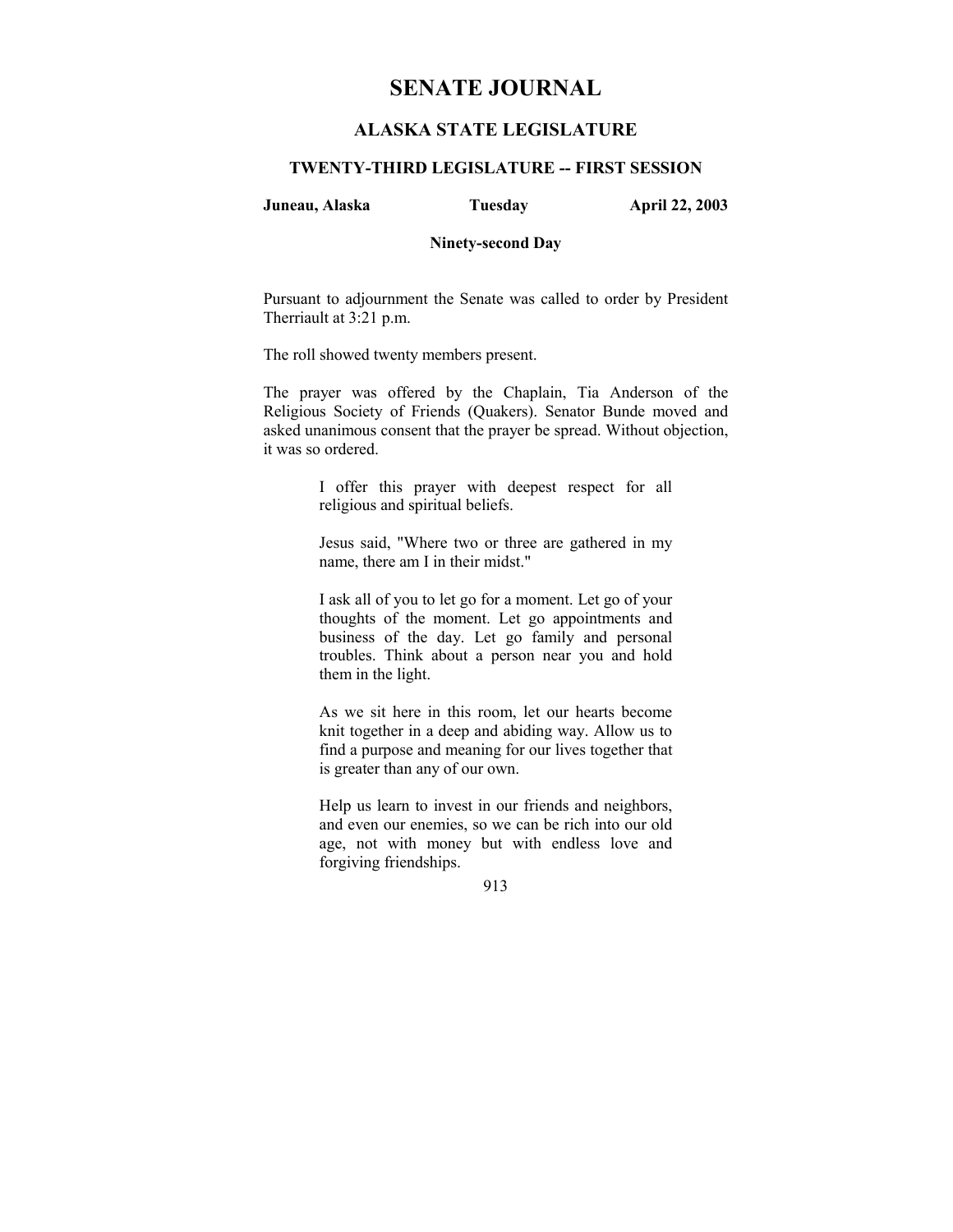# SENATE JOURNAL

## ALASKA STATE LEGISLATURE

### TWENTY-THIRD LEGISLATURE -- FIRST SESSION

**Juneau, Alaska** **Tuesday** **April 22, 2003**

**Ninety-second Day**

Pursuant to adjournment the Senate was called to order by President Therriault at 3:21 p.m.

The roll showed twenty members present.

The prayer was offered by the Chaplain, Tia Anderson of the Religious Society of Friends (Quakers). Senator Bunde moved and asked unanimous consent that the prayer be spread. Without objection, it was so ordered.

> I offer this prayer with deepest respect for all religious and spiritual beliefs.
>
> Jesus said, "Where two or three are gathered in my name, there am I in their midst."
>
> I ask all of you to let go for a moment. Let go of your thoughts of the moment. Let go appointments and business of the day. Let go family and personal troubles. Think about a person near you and hold them in the light.
>
> As we sit here in this room, let our hearts become knit together in a deep and abiding way. Allow us to find a purpose and meaning for our lives together that is greater than any of our own.
>
> Help us learn to invest in our friends and neighbors, and even our enemies, so we can be rich into our old age, not with money but with endless love and forgiving friendships.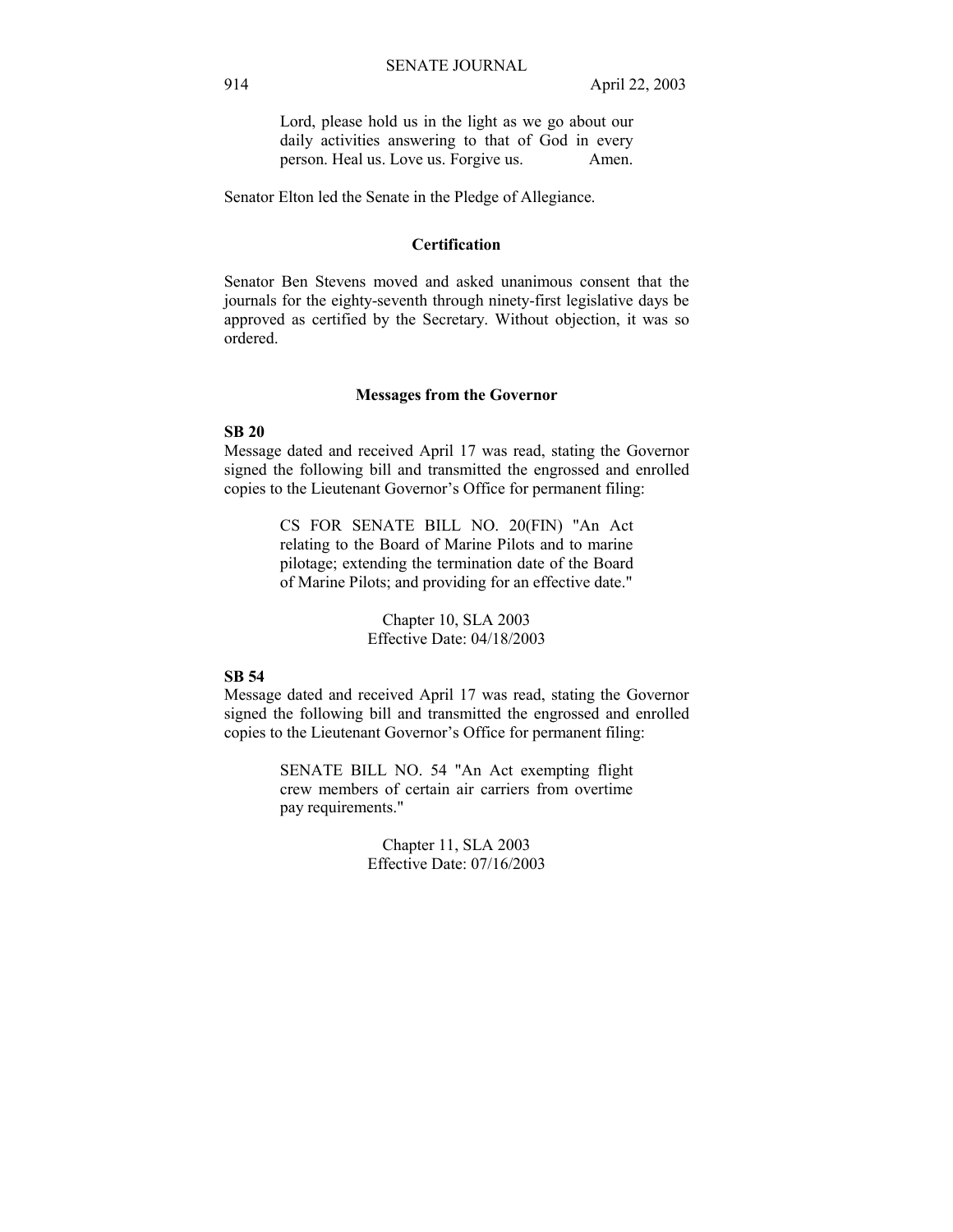Lord, please hold us in the light as we go about our daily activities answering to that of God in every person. Heal us. Love us. Forgive us. Amen.

Senator Elton led the Senate in the Pledge of Allegiance.

## Certification

Senator Ben Stevens moved and asked unanimous consent that the journals for the eighty-seventh through ninety-first legislative days be approved as certified by the Secretary. Without objection, it was so ordered.

## Messages from the Governor

**SB 20**

Message dated and received April 17 was read, stating the Governor signed the following bill and transmitted the engrossed and enrolled copies to the Lieutenant Governor's Office for permanent filing:

> CS FOR SENATE BILL NO. 20(FIN) "An Act relating to the Board of Marine Pilots and to marine pilotage; extending the termination date of the Board of Marine Pilots; and providing for an effective date."
>
> Chapter 10, SLA 2003
> Effective Date: 04/18/2003

**SB 54**

Message dated and received April 17 was read, stating the Governor signed the following bill and transmitted the engrossed and enrolled copies to the Lieutenant Governor's Office for permanent filing:

> SENATE BILL NO. 54 "An Act exempting flight crew members of certain air carriers from overtime pay requirements."
>
> Chapter 11, SLA 2003
> Effective Date: 07/16/2003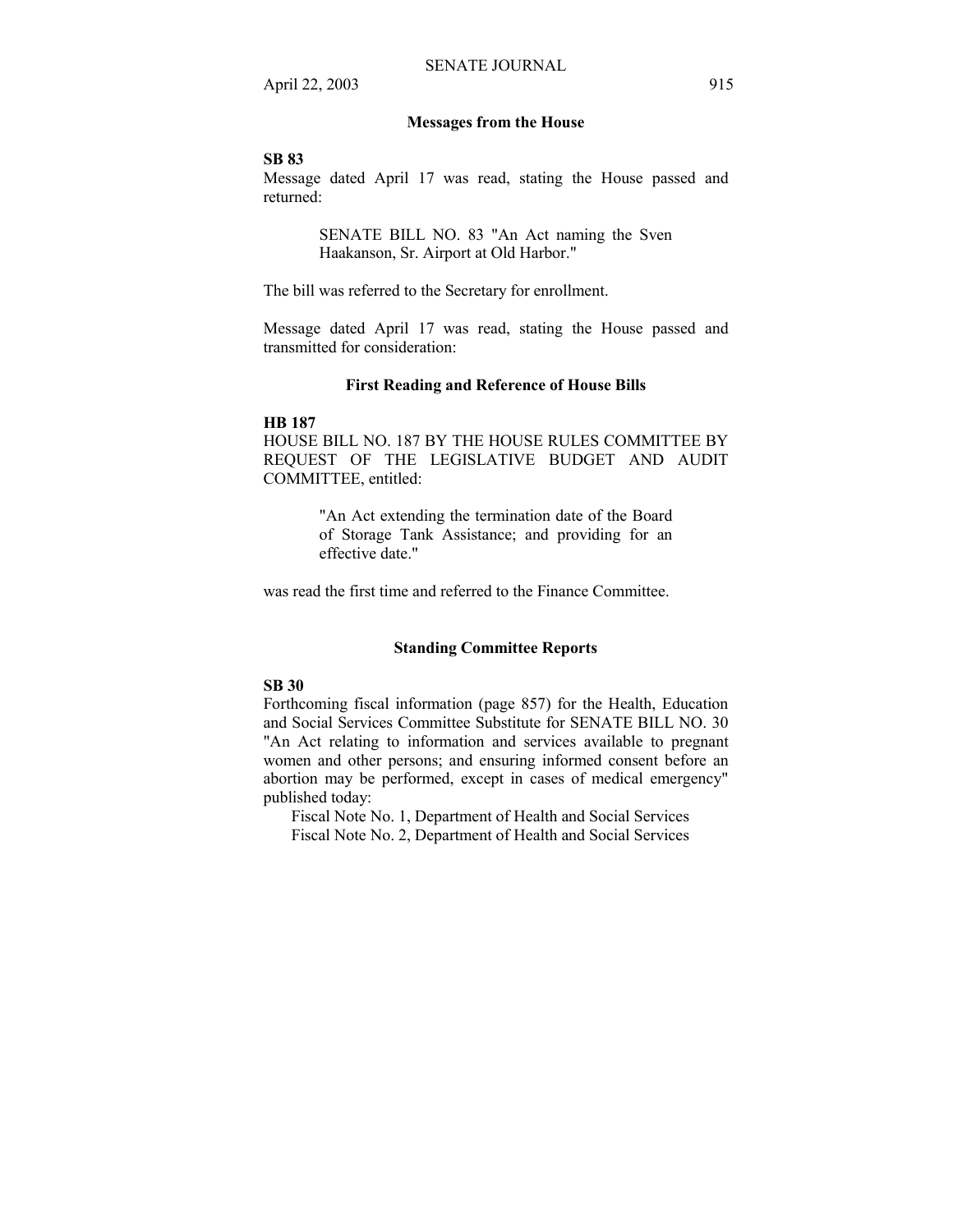## Messages from the House

**SB 83**

Message dated April 17 was read, stating the House passed and returned:

> SENATE BILL NO. 83 "An Act naming the Sven Haakanson, Sr. Airport at Old Harbor."

The bill was referred to the Secretary for enrollment.

Message dated April 17 was read, stating the House passed and transmitted for consideration:

## First Reading and Reference of House Bills

**HB 187**

HOUSE BILL NO. 187 BY THE HOUSE RULES COMMITTEE BY REQUEST OF THE LEGISLATIVE BUDGET AND AUDIT COMMITTEE, entitled:

> "An Act extending the termination date of the Board of Storage Tank Assistance; and providing for an effective date."

was read the first time and referred to the Finance Committee.

## Standing Committee Reports

**SB 30**

Forthcoming fiscal information (page 857) for the Health, Education and Social Services Committee Substitute for SENATE BILL NO. 30 "An Act relating to information and services available to pregnant women and other persons; and ensuring informed consent before an abortion may be performed, except in cases of medical emergency" published today:

Fiscal Note No. 1, Department of Health and Social Services
Fiscal Note No. 2, Department of Health and Social Services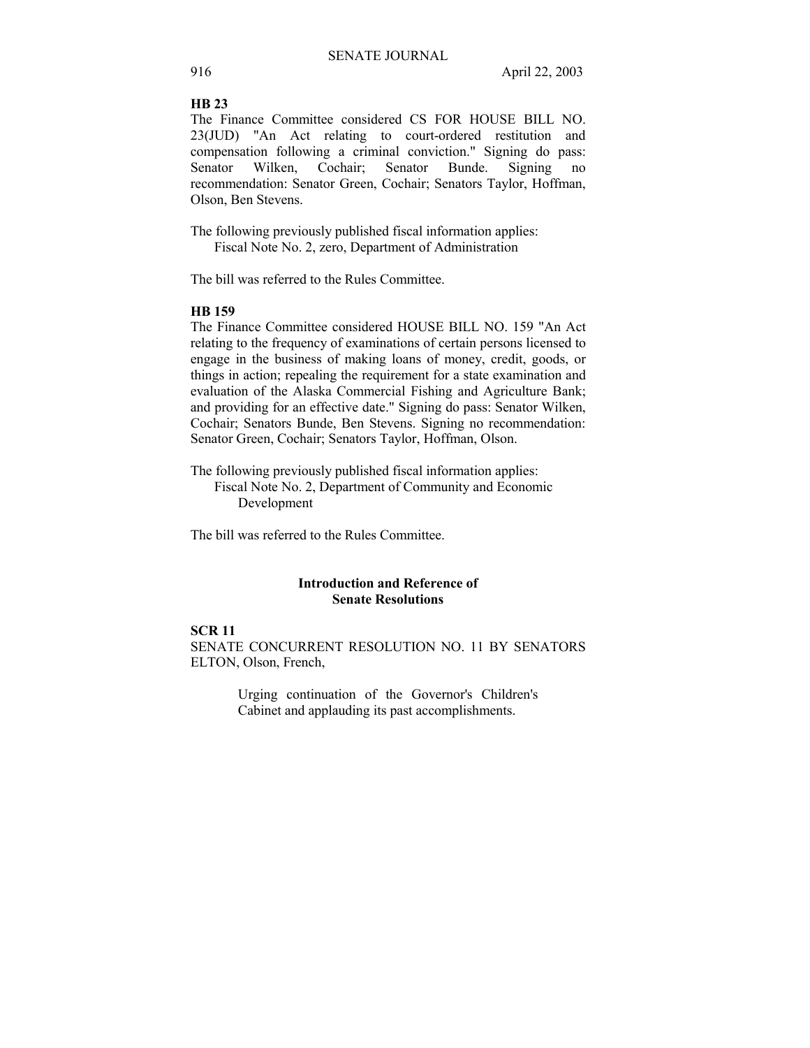**HB 23**

The Finance Committee considered CS FOR HOUSE BILL NO. 23(JUD) "An Act relating to court-ordered restitution and compensation following a criminal conviction." Signing do pass: Senator Wilken, Cochair; Senator Bunde. Signing no recommendation: Senator Green, Cochair; Senators Taylor, Hoffman, Olson, Ben Stevens.

The following previously published fiscal information applies:
Fiscal Note No. 2, zero, Department of Administration

The bill was referred to the Rules Committee.

**HB 159**

The Finance Committee considered HOUSE BILL NO. 159 "An Act relating to the frequency of examinations of certain persons licensed to engage in the business of making loans of money, credit, goods, or things in action; repealing the requirement for a state examination and evaluation of the Alaska Commercial Fishing and Agriculture Bank; and providing for an effective date." Signing do pass: Senator Wilken, Cochair; Senators Bunde, Ben Stevens. Signing no recommendation: Senator Green, Cochair; Senators Taylor, Hoffman, Olson.

The following previously published fiscal information applies:
Fiscal Note No. 2, Department of Community and Economic Development

The bill was referred to the Rules Committee.

## Introduction and Reference of Senate Resolutions

**SCR 11**

SENATE CONCURRENT RESOLUTION NO. 11 BY SENATORS ELTON, Olson, French,

Urging continuation of the Governor's Children's Cabinet and applauding its past accomplishments.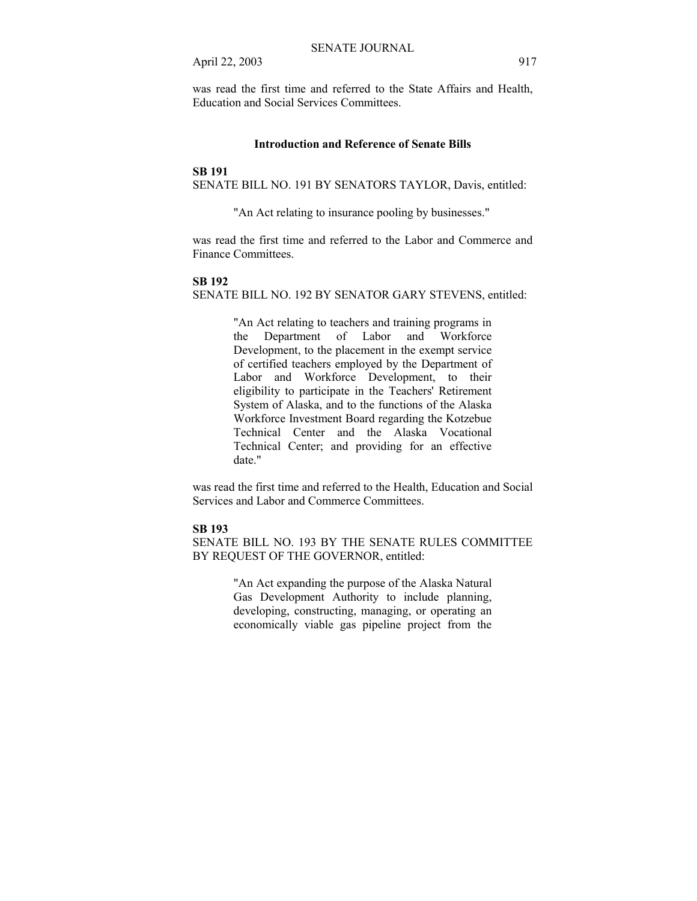was read the first time and referred to the State Affairs and Health, Education and Social Services Committees.

## Introduction and Reference of Senate Bills

**SB 191**

SENATE BILL NO. 191 BY SENATORS TAYLOR, Davis, entitled:

> "An Act relating to insurance pooling by businesses."

was read the first time and referred to the Labor and Commerce and Finance Committees.

**SB 192**

SENATE BILL NO. 192 BY SENATOR GARY STEVENS, entitled:

> "An Act relating to teachers and training programs in the Department of Labor and Workforce Development, to the placement in the exempt service of certified teachers employed by the Department of Labor and Workforce Development, to their eligibility to participate in the Teachers' Retirement System of Alaska, and to the functions of the Alaska Workforce Investment Board regarding the Kotzebue Technical Center and the Alaska Vocational Technical Center; and providing for an effective date."

was read the first time and referred to the Health, Education and Social Services and Labor and Commerce Committees.

**SB 193**

SENATE BILL NO. 193 BY THE SENATE RULES COMMITTEE BY REQUEST OF THE GOVERNOR, entitled:

> "An Act expanding the purpose of the Alaska Natural Gas Development Authority to include planning, developing, constructing, managing, or operating an economically viable gas pipeline project from the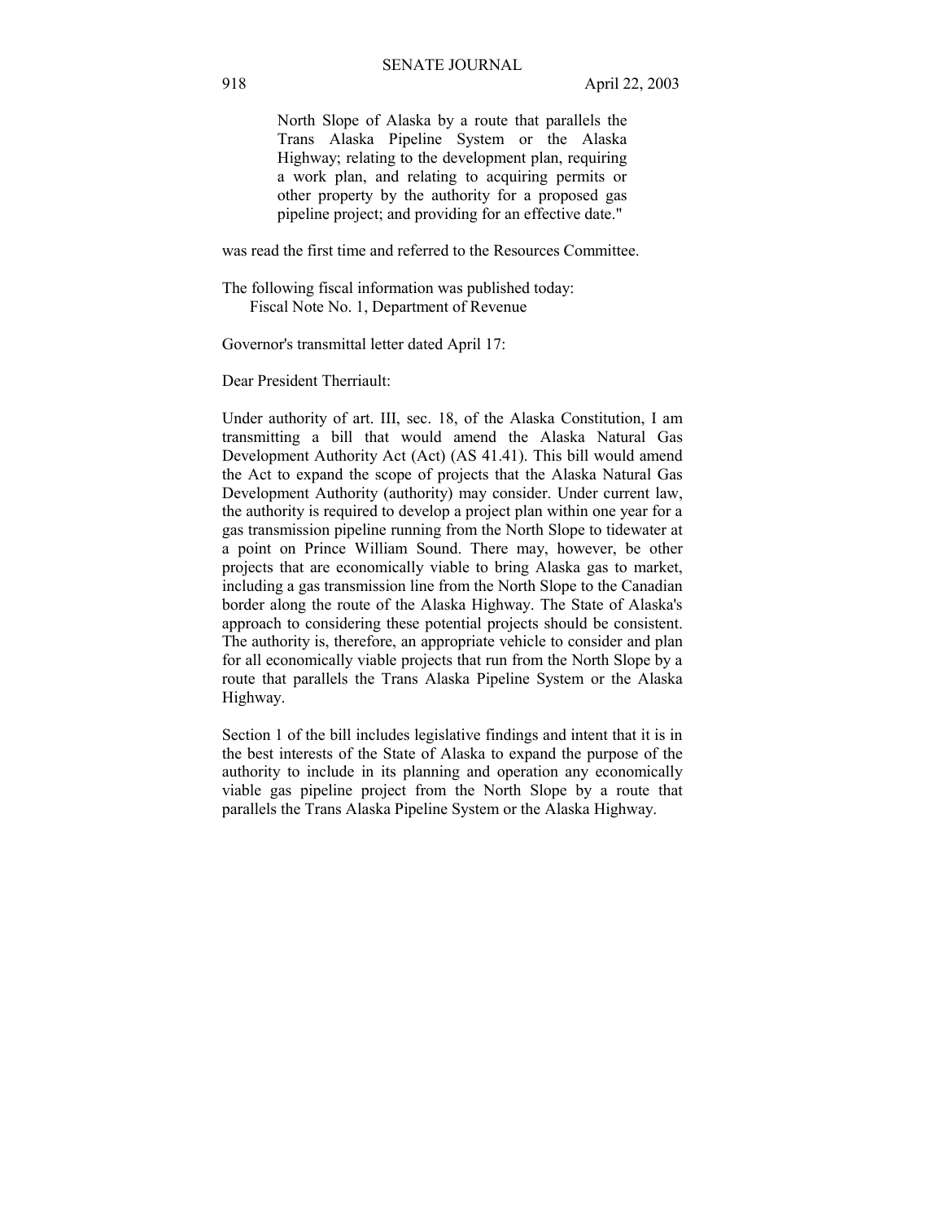North Slope of Alaska by a route that parallels the Trans Alaska Pipeline System or the Alaska Highway; relating to the development plan, requiring a work plan, and relating to acquiring permits or other property by the authority for a proposed gas pipeline project; and providing for an effective date."

was read the first time and referred to the Resources Committee.

The following fiscal information was published today:
Fiscal Note No. 1, Department of Revenue

Governor's transmittal letter dated April 17:

Dear President Therriault:

Under authority of art. III, sec. 18, of the Alaska Constitution, I am transmitting a bill that would amend the Alaska Natural Gas Development Authority Act (Act) (AS 41.41). This bill would amend the Act to expand the scope of projects that the Alaska Natural Gas Development Authority (authority) may consider. Under current law, the authority is required to develop a project plan within one year for a gas transmission pipeline running from the North Slope to tidewater at a point on Prince William Sound. There may, however, be other projects that are economically viable to bring Alaska gas to market, including a gas transmission line from the North Slope to the Canadian border along the route of the Alaska Highway. The State of Alaska's approach to considering these potential projects should be consistent. The authority is, therefore, an appropriate vehicle to consider and plan for all economically viable projects that run from the North Slope by a route that parallels the Trans Alaska Pipeline System or the Alaska Highway.

Section 1 of the bill includes legislative findings and intent that it is in the best interests of the State of Alaska to expand the purpose of the authority to include in its planning and operation any economically viable gas pipeline project from the North Slope by a route that parallels the Trans Alaska Pipeline System or the Alaska Highway.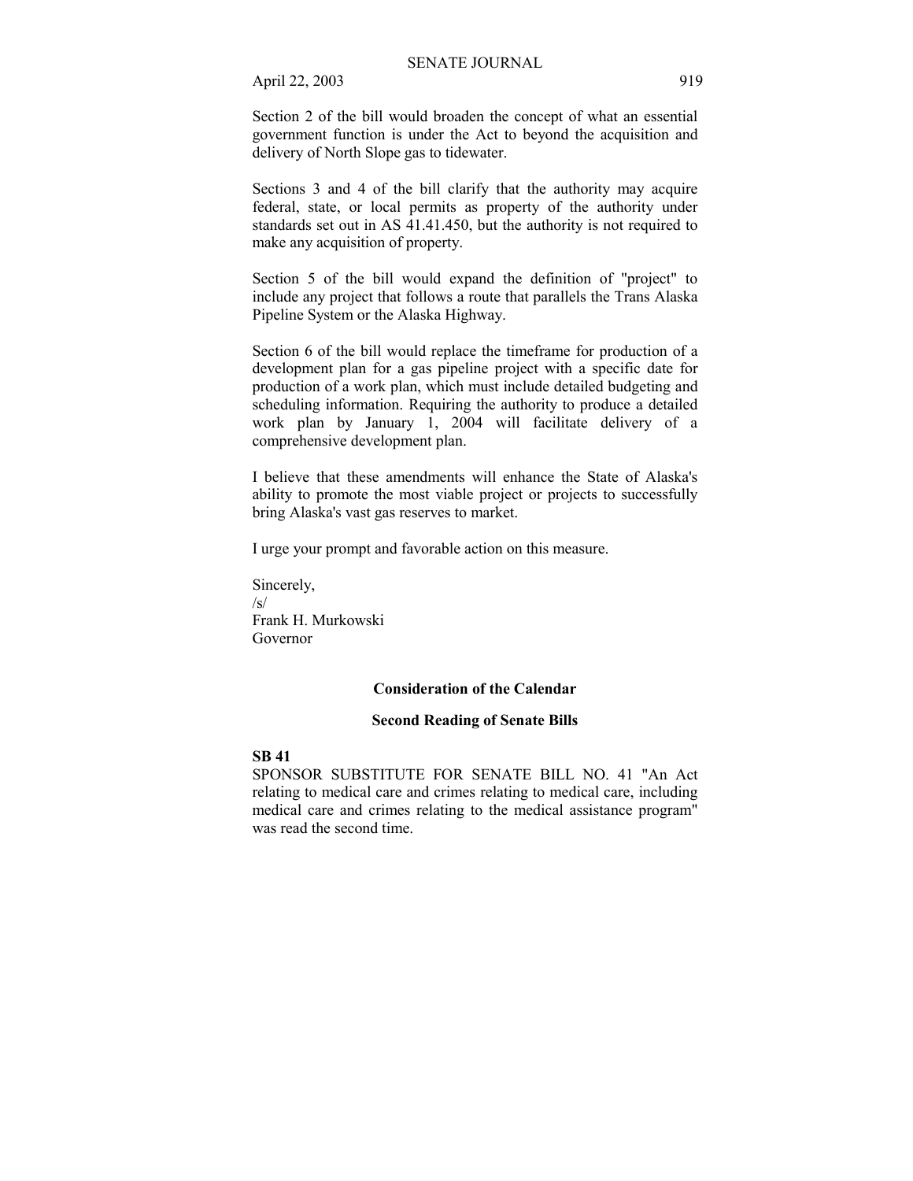Section 2 of the bill would broaden the concept of what an essential government function is under the Act to beyond the acquisition and delivery of North Slope gas to tidewater.

Sections 3 and 4 of the bill clarify that the authority may acquire federal, state, or local permits as property of the authority under standards set out in AS 41.41.450, but the authority is not required to make any acquisition of property.

Section 5 of the bill would expand the definition of "project" to include any project that follows a route that parallels the Trans Alaska Pipeline System or the Alaska Highway.

Section 6 of the bill would replace the timeframe for production of a development plan for a gas pipeline project with a specific date for production of a work plan, which must include detailed budgeting and scheduling information. Requiring the authority to produce a detailed work plan by January 1, 2004 will facilitate delivery of a comprehensive development plan.

I believe that these amendments will enhance the State of Alaska's ability to promote the most viable project or projects to successfully bring Alaska's vast gas reserves to market.

I urge your prompt and favorable action on this measure.

Sincerely,
/s/
Frank H. Murkowski
Governor

**Consideration of the Calendar**

**Second Reading of Senate Bills**

**SB 41**

SPONSOR SUBSTITUTE FOR SENATE BILL NO. 41 "An Act relating to medical care and crimes relating to medical care, including medical care and crimes relating to the medical assistance program" was read the second time.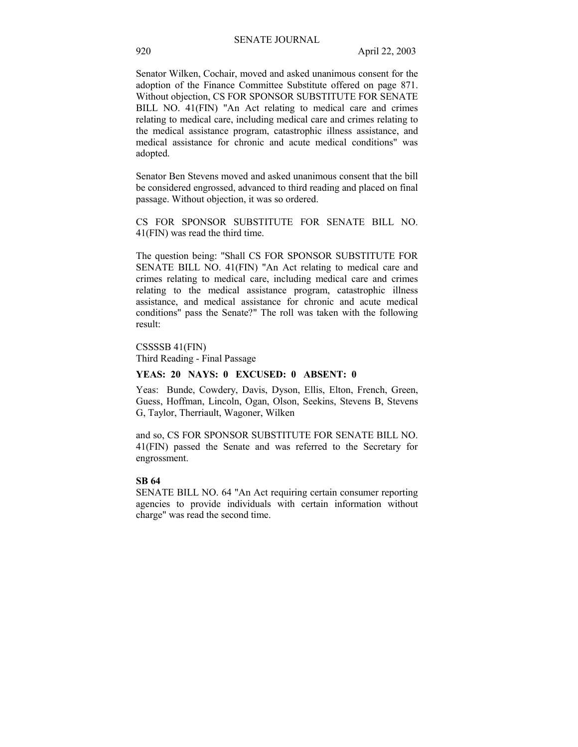Senator Wilken, Cochair, moved and asked unanimous consent for the adoption of the Finance Committee Substitute offered on page 871. Without objection, CS FOR SPONSOR SUBSTITUTE FOR SENATE BILL NO. 41(FIN) "An Act relating to medical care and crimes relating to medical care, including medical care and crimes relating to the medical assistance program, catastrophic illness assistance, and medical assistance for chronic and acute medical conditions" was adopted.

Senator Ben Stevens moved and asked unanimous consent that the bill be considered engrossed, advanced to third reading and placed on final passage. Without objection, it was so ordered.

CS FOR SPONSOR SUBSTITUTE FOR SENATE BILL NO. 41(FIN) was read the third time.

The question being: "Shall CS FOR SPONSOR SUBSTITUTE FOR SENATE BILL NO. 41(FIN) "An Act relating to medical care and crimes relating to medical care, including medical care and crimes relating to the medical assistance program, catastrophic illness assistance, and medical assistance for chronic and acute medical conditions" pass the Senate?" The roll was taken with the following result:

CSSSSB 41(FIN)
Third Reading - Final Passage

**YEAS: 20 NAYS: 0 EXCUSED: 0 ABSENT: 0**

Yeas: Bunde, Cowdery, Davis, Dyson, Ellis, Elton, French, Green, Guess, Hoffman, Lincoln, Ogan, Olson, Seekins, Stevens B, Stevens G, Taylor, Therriault, Wagoner, Wilken

and so, CS FOR SPONSOR SUBSTITUTE FOR SENATE BILL NO. 41(FIN) passed the Senate and was referred to the Secretary for engrossment.

**SB 64**

SENATE BILL NO. 64 "An Act requiring certain consumer reporting agencies to provide individuals with certain information without charge" was read the second time.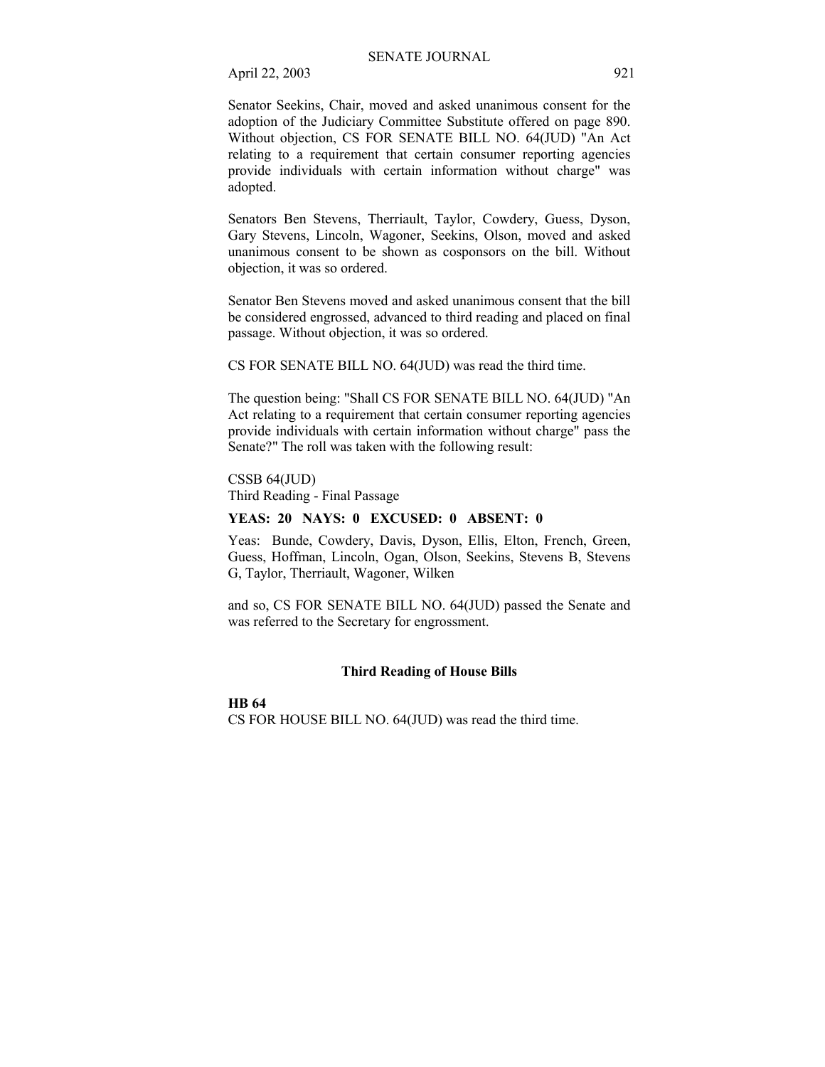Senator Seekins, Chair, moved and asked unanimous consent for the adoption of the Judiciary Committee Substitute offered on page 890. Without objection, CS FOR SENATE BILL NO. 64(JUD) "An Act relating to a requirement that certain consumer reporting agencies provide individuals with certain information without charge" was adopted.

Senators Ben Stevens, Therriault, Taylor, Cowdery, Guess, Dyson, Gary Stevens, Lincoln, Wagoner, Seekins, Olson, moved and asked unanimous consent to be shown as cosponsors on the bill. Without objection, it was so ordered.

Senator Ben Stevens moved and asked unanimous consent that the bill be considered engrossed, advanced to third reading and placed on final passage. Without objection, it was so ordered.

CS FOR SENATE BILL NO. 64(JUD) was read the third time.

The question being: "Shall CS FOR SENATE BILL NO. 64(JUD) "An Act relating to a requirement that certain consumer reporting agencies provide individuals with certain information without charge" pass the Senate?" The roll was taken with the following result:

CSSB 64(JUD)
Third Reading - Final Passage

**YEAS: 20 NAYS: 0 EXCUSED: 0 ABSENT: 0**

Yeas: Bunde, Cowdery, Davis, Dyson, Ellis, Elton, French, Green, Guess, Hoffman, Lincoln, Ogan, Olson, Seekins, Stevens B, Stevens G, Taylor, Therriault, Wagoner, Wilken

and so, CS FOR SENATE BILL NO. 64(JUD) passed the Senate and was referred to the Secretary for engrossment.

## Third Reading of House Bills

**HB 64**
CS FOR HOUSE BILL NO. 64(JUD) was read the third time.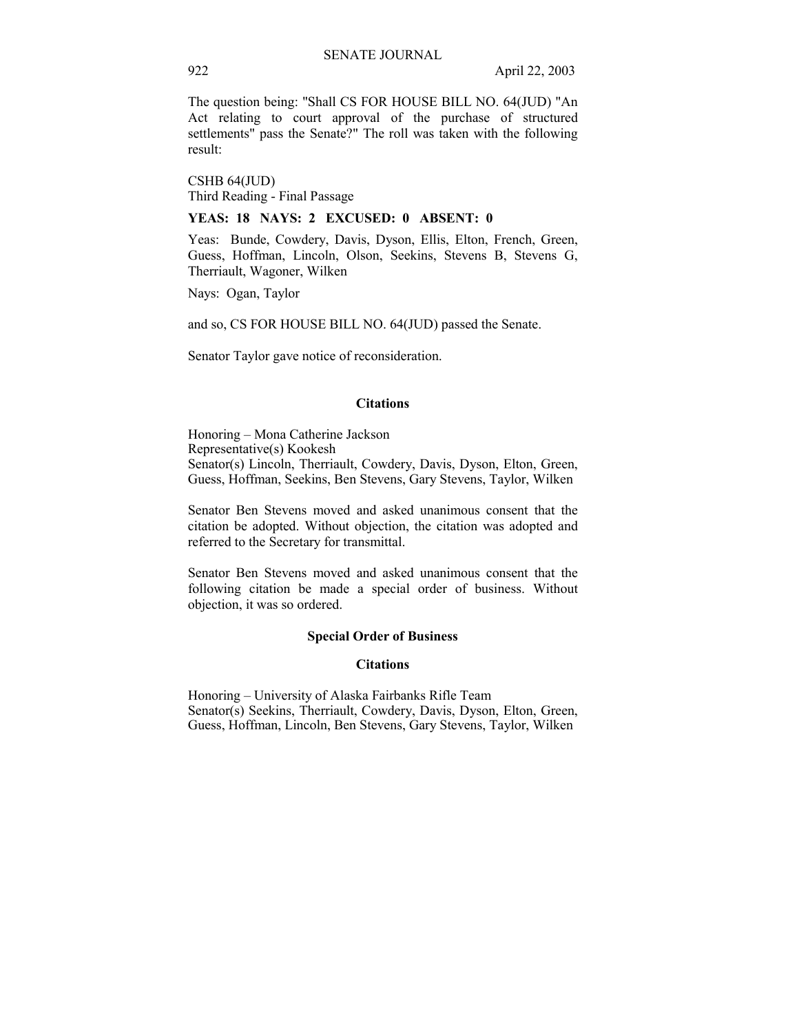The question being: "Shall CS FOR HOUSE BILL NO. 64(JUD) "An Act relating to court approval of the purchase of structured settlements" pass the Senate?" The roll was taken with the following result:

CSHB 64(JUD)
Third Reading - Final Passage

**YEAS: 18 NAYS: 2 EXCUSED: 0 ABSENT: 0**

Yeas: Bunde, Cowdery, Davis, Dyson, Ellis, Elton, French, Green, Guess, Hoffman, Lincoln, Olson, Seekins, Stevens B, Stevens G, Therriault, Wagoner, Wilken

Nays: Ogan, Taylor

and so, CS FOR HOUSE BILL NO. 64(JUD) passed the Senate.

Senator Taylor gave notice of reconsideration.

### Citations

Honoring – Mona Catherine Jackson
Representative(s) Kookesh
Senator(s) Lincoln, Therriault, Cowdery, Davis, Dyson, Elton, Green, Guess, Hoffman, Seekins, Ben Stevens, Gary Stevens, Taylor, Wilken

Senator Ben Stevens moved and asked unanimous consent that the citation be adopted. Without objection, the citation was adopted and referred to the Secretary for transmittal.

Senator Ben Stevens moved and asked unanimous consent that the following citation be made a special order of business. Without objection, it was so ordered.

### Special Order of Business

### Citations

Honoring – University of Alaska Fairbanks Rifle Team
Senator(s) Seekins, Therriault, Cowdery, Davis, Dyson, Elton, Green, Guess, Hoffman, Lincoln, Ben Stevens, Gary Stevens, Taylor, Wilken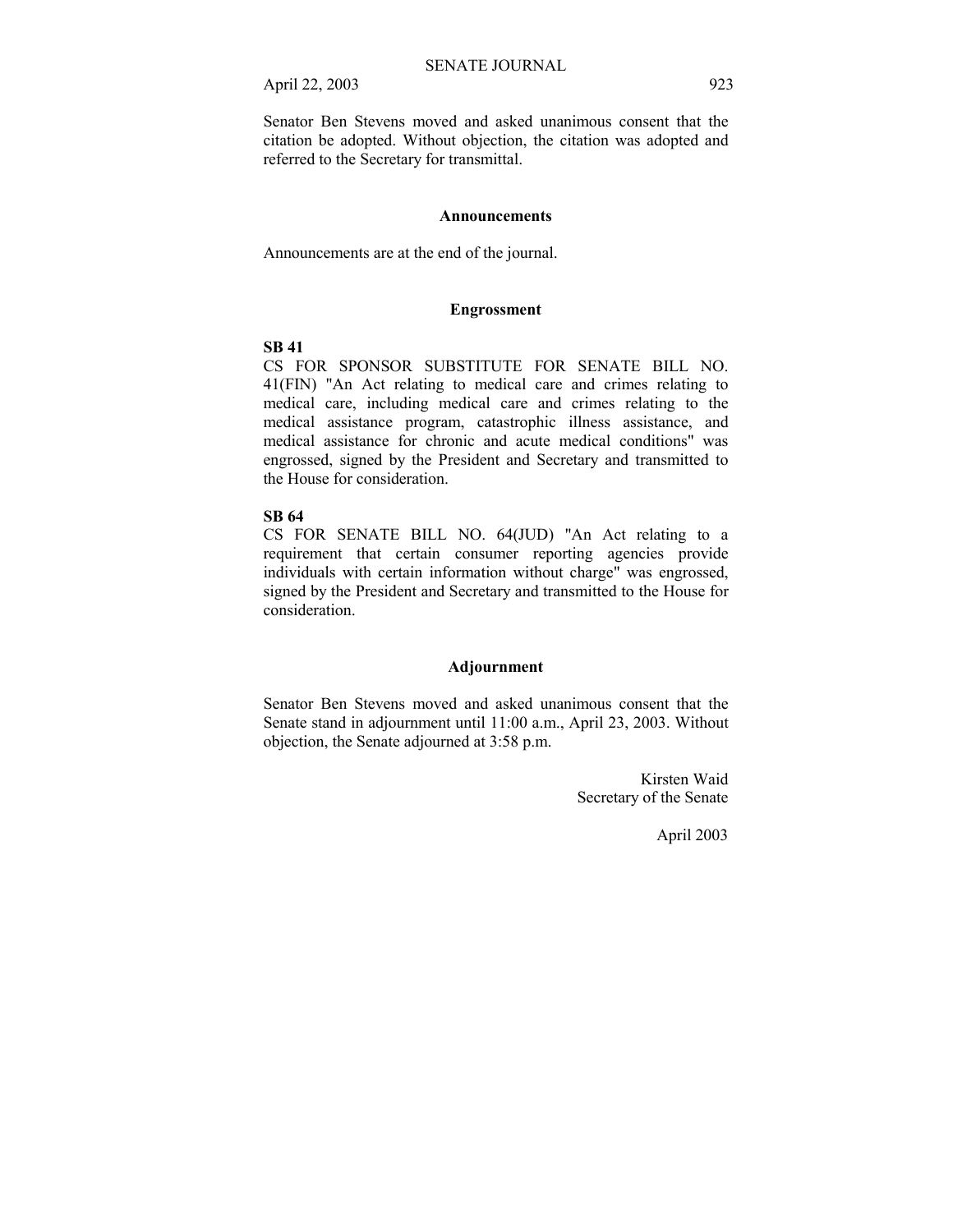Senator Ben Stevens moved and asked unanimous consent that the citation be adopted. Without objection, the citation was adopted and referred to the Secretary for transmittal.

## Announcements

Announcements are at the end of the journal.

## Engrossment

**SB 41**
CS FOR SPONSOR SUBSTITUTE FOR SENATE BILL NO. 41(FIN) "An Act relating to medical care and crimes relating to medical care, including medical care and crimes relating to the medical assistance program, catastrophic illness assistance, and medical assistance for chronic and acute medical conditions" was engrossed, signed by the President and Secretary and transmitted to the House for consideration.

**SB 64**
CS FOR SENATE BILL NO. 64(JUD) "An Act relating to a requirement that certain consumer reporting agencies provide individuals with certain information without charge" was engrossed, signed by the President and Secretary and transmitted to the House for consideration.

## Adjournment

Senator Ben Stevens moved and asked unanimous consent that the Senate stand in adjournment until 11:00 a.m., April 23, 2003. Without objection, the Senate adjourned at 3:58 p.m.

Kirsten Waid
Secretary of the Senate

April 2003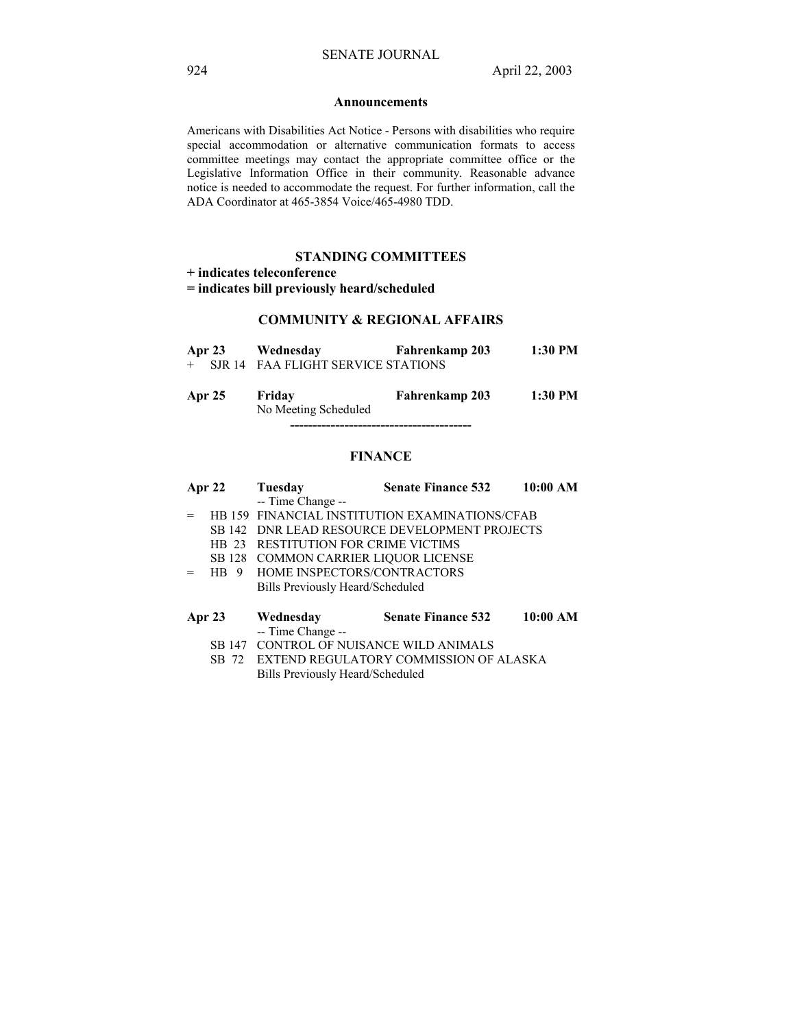## Announcements

Americans with Disabilities Act Notice - Persons with disabilities who require special accommodation or alternative communication formats to access committee meetings may contact the appropriate committee office or the Legislative Information Office in their community. Reasonable advance notice is needed to accommodate the request. For further information, call the ADA Coordinator at 465-3854 Voice/465-4980 TDD.

## STANDING COMMITTEES

**+ indicates teleconference**
**= indicates bill previously heard/scheduled**

### COMMUNITY & REGIONAL AFFAIRS

**Apr 23 Wednesday Fahrenkamp 203 1:30 PM**

+ SJR 14 FAA FLIGHT SERVICE STATIONS

**Apr 25 Friday Fahrenkamp 203 1:30 PM**

No Meeting Scheduled

----------------------------------------

### FINANCE

**Apr 22 Tuesday Senate Finance 532 10:00 AM**

-- Time Change --

= HB 159 FINANCIAL INSTITUTION EXAMINATIONS/CFAB
SB 142 DNR LEAD RESOURCE DEVELOPMENT PROJECTS
HB 23 RESTITUTION FOR CRIME VICTIMS
SB 128 COMMON CARRIER LIQUOR LICENSE
= HB 9 HOME INSPECTORS/CONTRACTORS
Bills Previously Heard/Scheduled

**Apr 23 Wednesday Senate Finance 532 10:00 AM**

-- Time Change --

SB 147 CONTROL OF NUISANCE WILD ANIMALS
SB 72 EXTEND REGULATORY COMMISSION OF ALASKA
Bills Previously Heard/Scheduled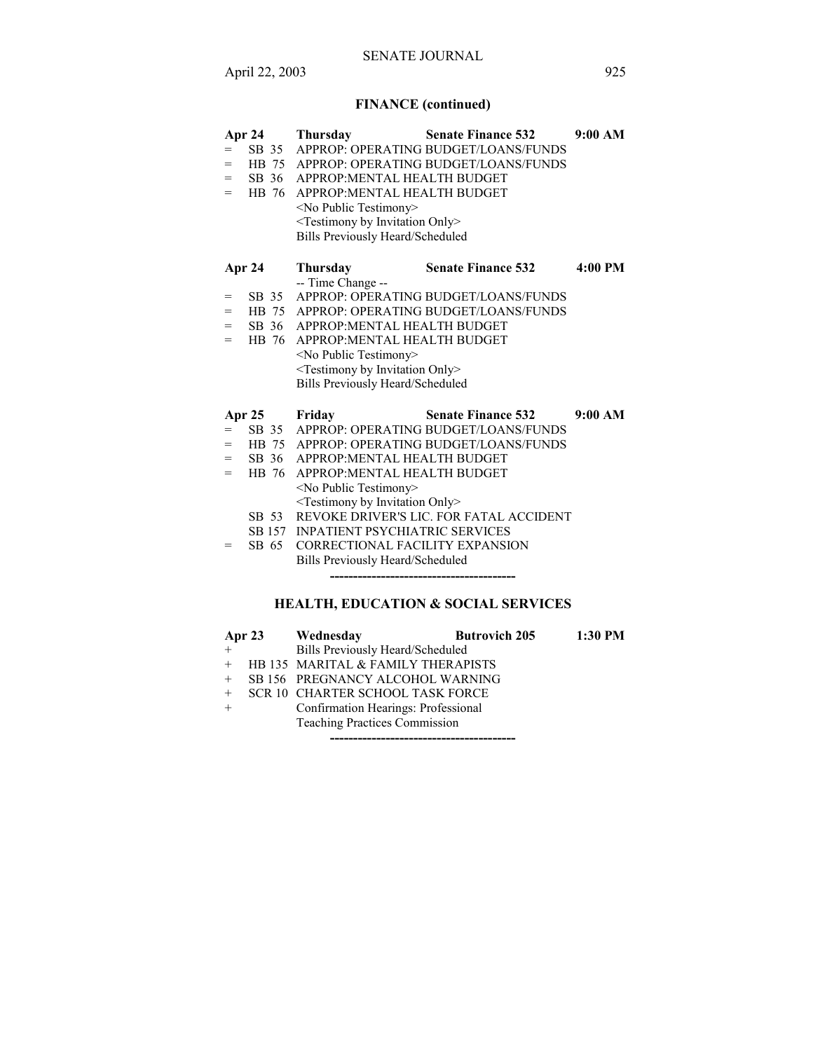## FINANCE (continued)

**Apr 24 Thursday Senate Finance 532 9:00 AM**

= SB 35 APPROP: OPERATING BUDGET/LOANS/FUNDS
= HB 75 APPROP: OPERATING BUDGET/LOANS/FUNDS
= SB 36 APPROP:MENTAL HEALTH BUDGET
= HB 76 APPROP:MENTAL HEALTH BUDGET
<No Public Testimony>
<Testimony by Invitation Only>
Bills Previously Heard/Scheduled

**Apr 24 Thursday Senate Finance 532 4:00 PM**

-- Time Change --
= SB 35 APPROP: OPERATING BUDGET/LOANS/FUNDS
= HB 75 APPROP: OPERATING BUDGET/LOANS/FUNDS
= SB 36 APPROP:MENTAL HEALTH BUDGET
= HB 76 APPROP:MENTAL HEALTH BUDGET
<No Public Testimony>
<Testimony by Invitation Only>
Bills Previously Heard/Scheduled

**Apr 25 Friday Senate Finance 532 9:00 AM**

= SB 35 APPROP: OPERATING BUDGET/LOANS/FUNDS
= HB 75 APPROP: OPERATING BUDGET/LOANS/FUNDS
= SB 36 APPROP:MENTAL HEALTH BUDGET
= HB 76 APPROP:MENTAL HEALTH BUDGET
<No Public Testimony>
<Testimony by Invitation Only>
SB 53 REVOKE DRIVER'S LIC. FOR FATAL ACCIDENT
SB 157 INPATIENT PSYCHIATRIC SERVICES
= SB 65 CORRECTIONAL FACILITY EXPANSION
Bills Previously Heard/Scheduled

----------------------------------------

## HEALTH, EDUCATION & SOCIAL SERVICES

**Apr 23 Wednesday Butrovich 205 1:30 PM**

\+ Bills Previously Heard/Scheduled
\+ HB 135 MARITAL & FAMILY THERAPISTS
\+ SB 156 PREGNANCY ALCOHOL WARNING
\+ SCR 10 CHARTER SCHOOL TASK FORCE
\+ Confirmation Hearings: Professional Teaching Practices Commission

----------------------------------------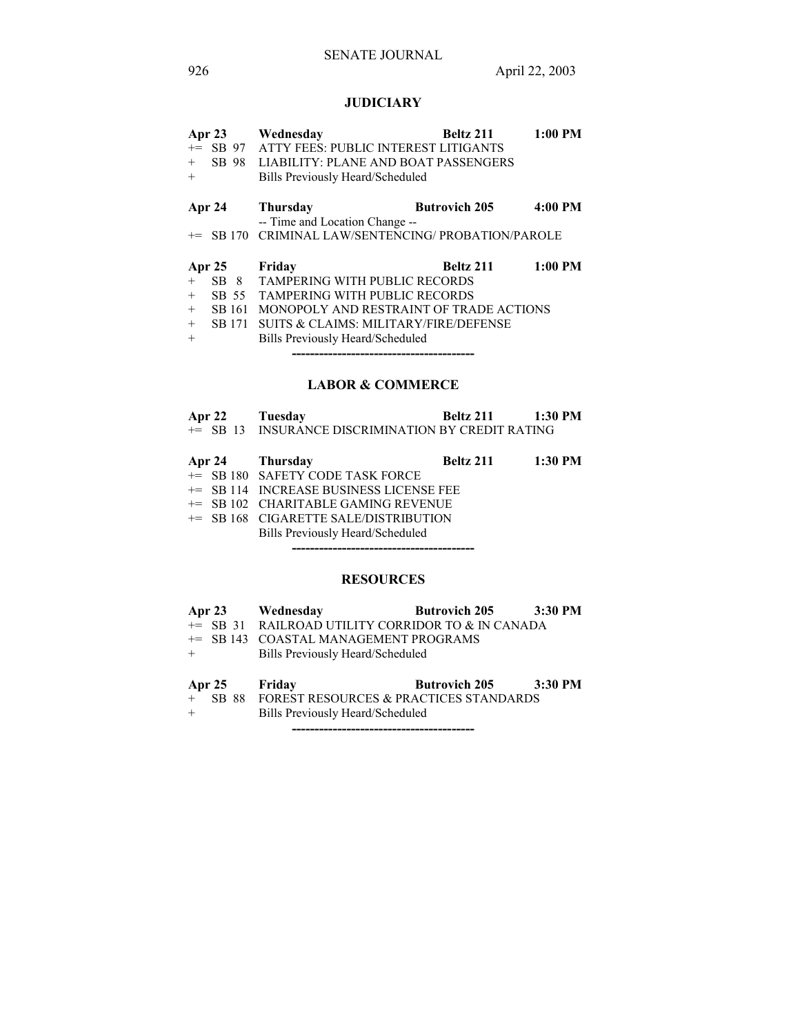## JUDICIARY

**Apr 23 Wednesday Beltz 211 1:00 PM**

+= SB 97 ATTY FEES: PUBLIC INTEREST LITIGANTS
+ SB 98 LIABILITY: PLANE AND BOAT PASSENGERS
+ Bills Previously Heard/Scheduled

**Apr 24 Thursday Butrovich 205 4:00 PM**

-- Time and Location Change --
+= SB 170 CRIMINAL LAW/SENTENCING/ PROBATION/PAROLE

**Apr 25 Friday Beltz 211 1:00 PM**

+ SB 8 TAMPERING WITH PUBLIC RECORDS
+ SB 55 TAMPERING WITH PUBLIC RECORDS
+ SB 161 MONOPOLY AND RESTRAINT OF TRADE ACTIONS
+ SB 171 SUITS & CLAIMS: MILITARY/FIRE/DEFENSE
+ Bills Previously Heard/Scheduled

----------------------------------------

## LABOR & COMMERCE

**Apr 22 Tuesday Beltz 211 1:30 PM**

+= SB 13 INSURANCE DISCRIMINATION BY CREDIT RATING

**Apr 24 Thursday Beltz 211 1:30 PM**

+= SB 180 SAFETY CODE TASK FORCE
+= SB 114 INCREASE BUSINESS LICENSE FEE
+= SB 102 CHARITABLE GAMING REVENUE
+= SB 168 CIGARETTE SALE/DISTRIBUTION
Bills Previously Heard/Scheduled

----------------------------------------

## RESOURCES

**Apr 23 Wednesday Butrovich 205 3:30 PM**

+= SB 31 RAILROAD UTILITY CORRIDOR TO & IN CANADA
+= SB 143 COASTAL MANAGEMENT PROGRAMS
+ Bills Previously Heard/Scheduled

**Apr 25 Friday Butrovich 205 3:30 PM**

+ SB 88 FOREST RESOURCES & PRACTICES STANDARDS
+ Bills Previously Heard/Scheduled

----------------------------------------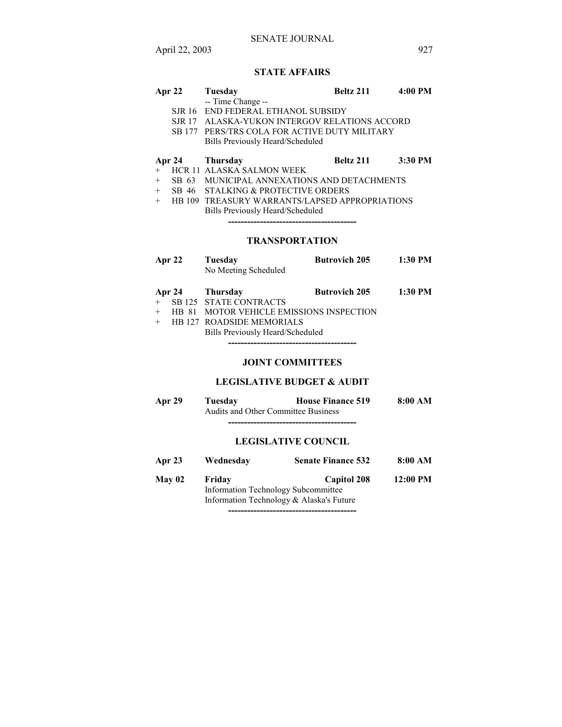## STATE AFFAIRS

| | | | | |
|---|---|---|---|---|
| **Apr 22** | | **Tuesday** | **Beltz 211** | **4:00 PM** |
| | | -- Time Change -- | | |
| | SJR 16 | END FEDERAL ETHANOL SUBSIDY | | |
| | SJR 17 | ALASKA-YUKON INTERGOV RELATIONS ACCORD | | |
| | SB 177 | PERS/TRS COLA FOR ACTIVE DUTY MILITARY | | |
| | | Bills Previously Heard/Scheduled | | |
| **Apr 24** | | **Thursday** | **Beltz 211** | **3:30 PM** |
| + | HCR 11 | ALASKA SALMON WEEK | | |
| + | SB 63 | MUNICIPAL ANNEXATIONS AND DETACHMENTS | | |
| + | SB 46 | STALKING & PROTECTIVE ORDERS | | |
| + | HB 109 | TREASURY WARRANTS/LAPSED APPROPRIATIONS | | |
| | | Bills Previously Heard/Scheduled | | |

----------------------------------------

## TRANSPORTATION

| | | | | |
|---|---|---|---|---|
| **Apr 22** | | **Tuesday** | **Butrovich 205** | **1:30 PM** |
| | | No Meeting Scheduled | | |
| **Apr 24** | | **Thursday** | **Butrovich 205** | **1:30 PM** |
| + | SB 125 | STATE CONTRACTS | | |
| + | HB 81 | MOTOR VEHICLE EMISSIONS INSPECTION | | |
| + | HB 127 | ROADSIDE MEMORIALS | | |
| | | Bills Previously Heard/Scheduled | | |

----------------------------------------

## JOINT COMMITTEES

### LEGISLATIVE BUDGET & AUDIT

| | | | |
|---|---|---|---|
| **Apr 29** | **Tuesday** | **House Finance 519** | **8:00 AM** |
| | Audits and Other Committee Business | | |

----------------------------------------

### LEGISLATIVE COUNCIL

| | | | |
|---|---|---|---|
| **Apr 23** | **Wednesday** | **Senate Finance 532** | **8:00 AM** |
| **May 02** | **Friday** | **Capitol 208** | **12:00 PM** |
| | Information Technology Subcommittee | | |
| | Information Technology & Alaska's Future | | |

----------------------------------------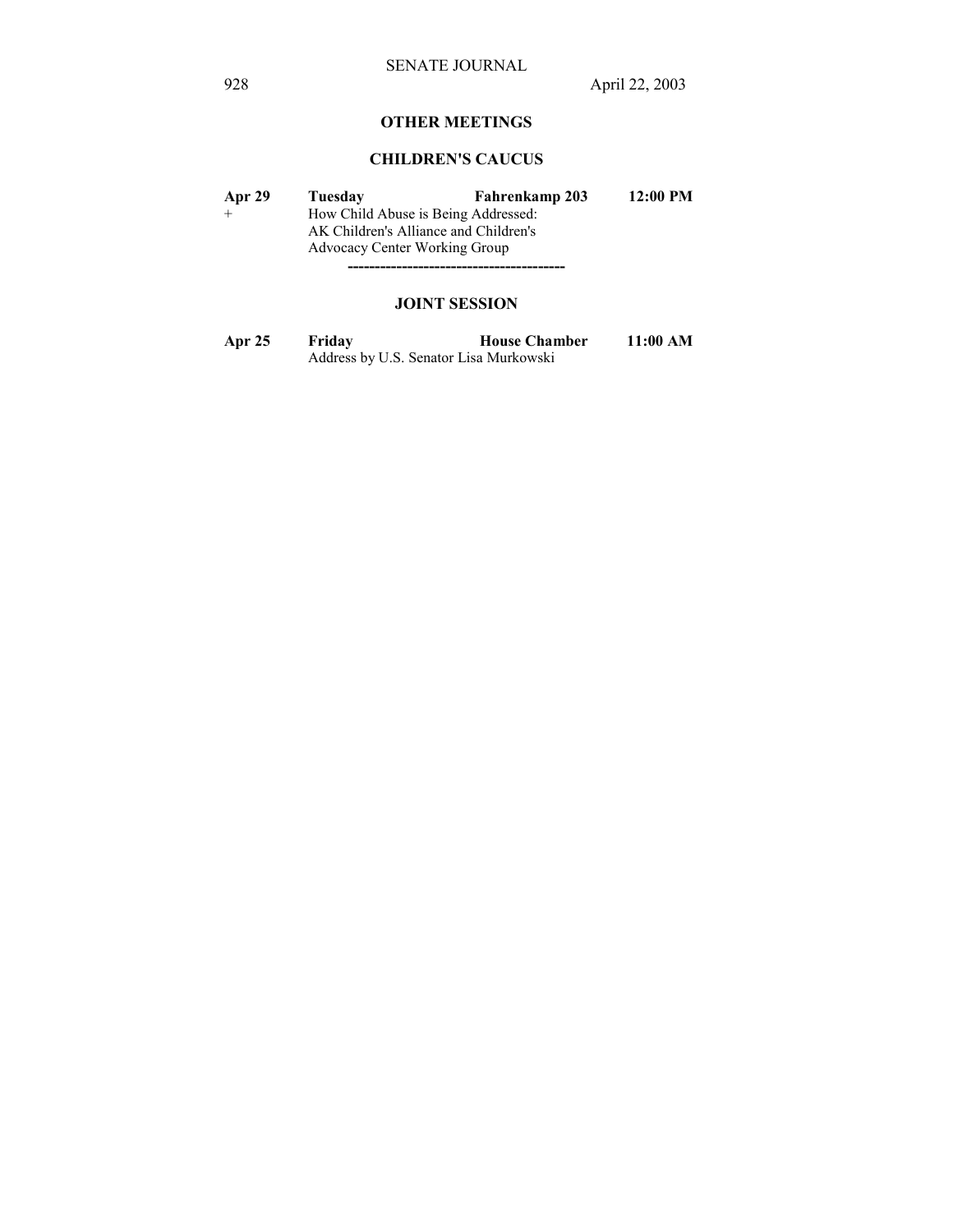## OTHER MEETINGS

### CHILDREN'S CAUCUS

| | | | |
|---|---|---|---|
| **Apr 29** | **Tuesday** | **Fahrenkamp 203** | **12:00 PM** |
| + | How Child Abuse is Being Addressed: AK Children's Alliance and Children's Advocacy Center Working Group | | |

----------------------------------------

### JOINT SESSION

| | | | |
|---|---|---|---|
| **Apr 25** | **Friday** | **House Chamber** | **11:00 AM** |
| | Address by U.S. Senator Lisa Murkowski | | |